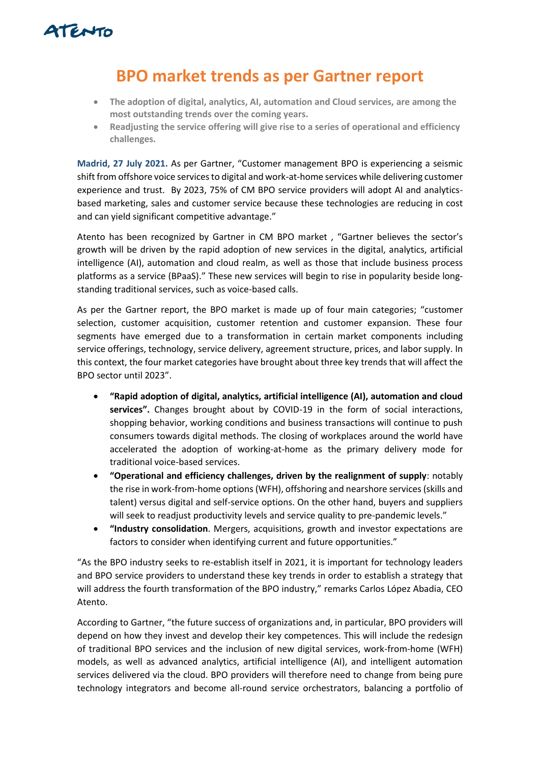# BPO market trends as per Gartner report

- **The adoption of digital, analytics, AI, automation and Cloud services, are among the most outstanding trends over the coming years.**
- **Readjusting the service offering will give rise to a series of operational and efficiency challenges.**

**Madrid, 27 July 2021.** As per Gartner, "Customer management BPO is experiencing a seismic shift from offshore voice services to digital and work-at-home services while delivering customer experience and trust. By 2023, 75% of CM BPO service providers will adopt AI and analytics-based marketing, sales and customer service because these technologies are reducing in cost and can yield significant competitive advantage."

Atento has been recognized by Gartner in CM BPO market , "Gartner believes the sector's growth will be driven by the rapid adoption of new services in the digital, analytics, artificial intelligence (AI), automation and cloud realm, as well as those that include business process platforms as a service (BPaaS)." These new services will begin to rise in popularity beside long-standing traditional services, such as voice-based calls.

As per the Gartner report, the BPO market is made up of four main categories; "customer selection, customer acquisition, customer retention and customer expansion. These four segments have emerged due to a transformation in certain market components including service offerings, technology, service delivery, agreement structure, prices, and labor supply. In this context, the four market categories have brought about three key trends that will affect the BPO sector until 2023".

- **"Rapid adoption of digital, analytics, artificial intelligence (AI), automation and cloud services".** Changes brought about by COVID-19 in the form of social interactions, shopping behavior, working conditions and business transactions will continue to push consumers towards digital methods. The closing of workplaces around the world have accelerated the adoption of working-at-home as the primary delivery mode for traditional voice-based services.
- **"Operational and efficiency challenges, driven by the realignment of supply**: notably the rise in work-from-home options (WFH), offshoring and nearshore services (skills and talent) versus digital and self-service options. On the other hand, buyers and suppliers will seek to readjust productivity levels and service quality to pre-pandemic levels."
- **"Industry consolidation**. Mergers, acquisitions, growth and investor expectations are factors to consider when identifying current and future opportunities."

"As the BPO industry seeks to re-establish itself in 2021, it is important for technology leaders and BPO service providers to understand these key trends in order to establish a strategy that will address the fourth transformation of the BPO industry," remarks Carlos López Abadia, CEO Atento.

According to Gartner, "the future success of organizations and, in particular, BPO providers will depend on how they invest and develop their key competences. This will include the redesign of traditional BPO services and the inclusion of new digital services, work-from-home (WFH) models, as well as advanced analytics, artificial intelligence (AI), and intelligent automation services delivered via the cloud. BPO providers will therefore need to change from being pure technology integrators and become all-round service orchestrators, balancing a portfolio of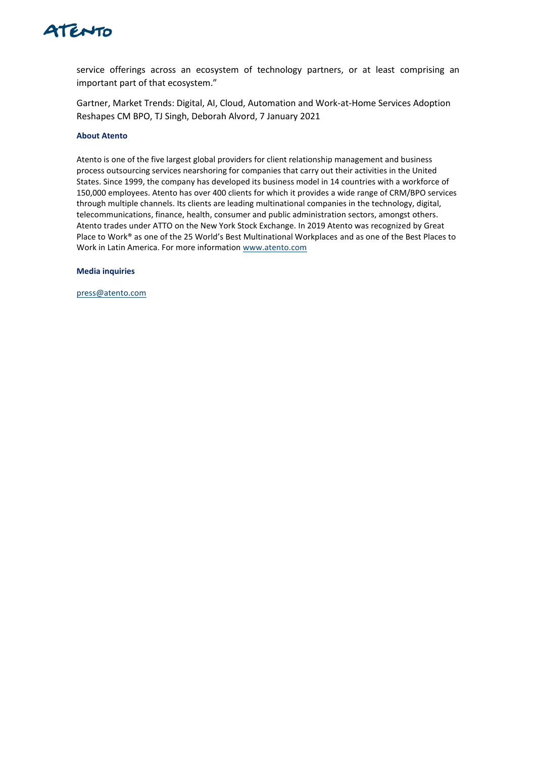service offerings across an ecosystem of technology partners, or at least comprising an important part of that ecosystem."

Gartner, Market Trends: Digital, AI, Cloud, Automation and Work-at-Home Services Adoption Reshapes CM BPO, TJ Singh, Deborah Alvord, 7 January 2021

**About Atento**

Atento is one of the five largest global providers for client relationship management and business process outsourcing services nearshoring for companies that carry out their activities in the United States. Since 1999, the company has developed its business model in 14 countries with a workforce of 150,000 employees. Atento has over 400 clients for which it provides a wide range of CRM/BPO services through multiple channels. Its clients are leading multinational companies in the technology, digital, telecommunications, finance, health, consumer and public administration sectors, amongst others. Atento trades under ATTO on the New York Stock Exchange. In 2019 Atento was recognized by Great Place to Work® as one of the 25 World's Best Multinational Workplaces and as one of the Best Places to Work in Latin America. For more information www.atento.com

**Media inquiries**

press@atento.com